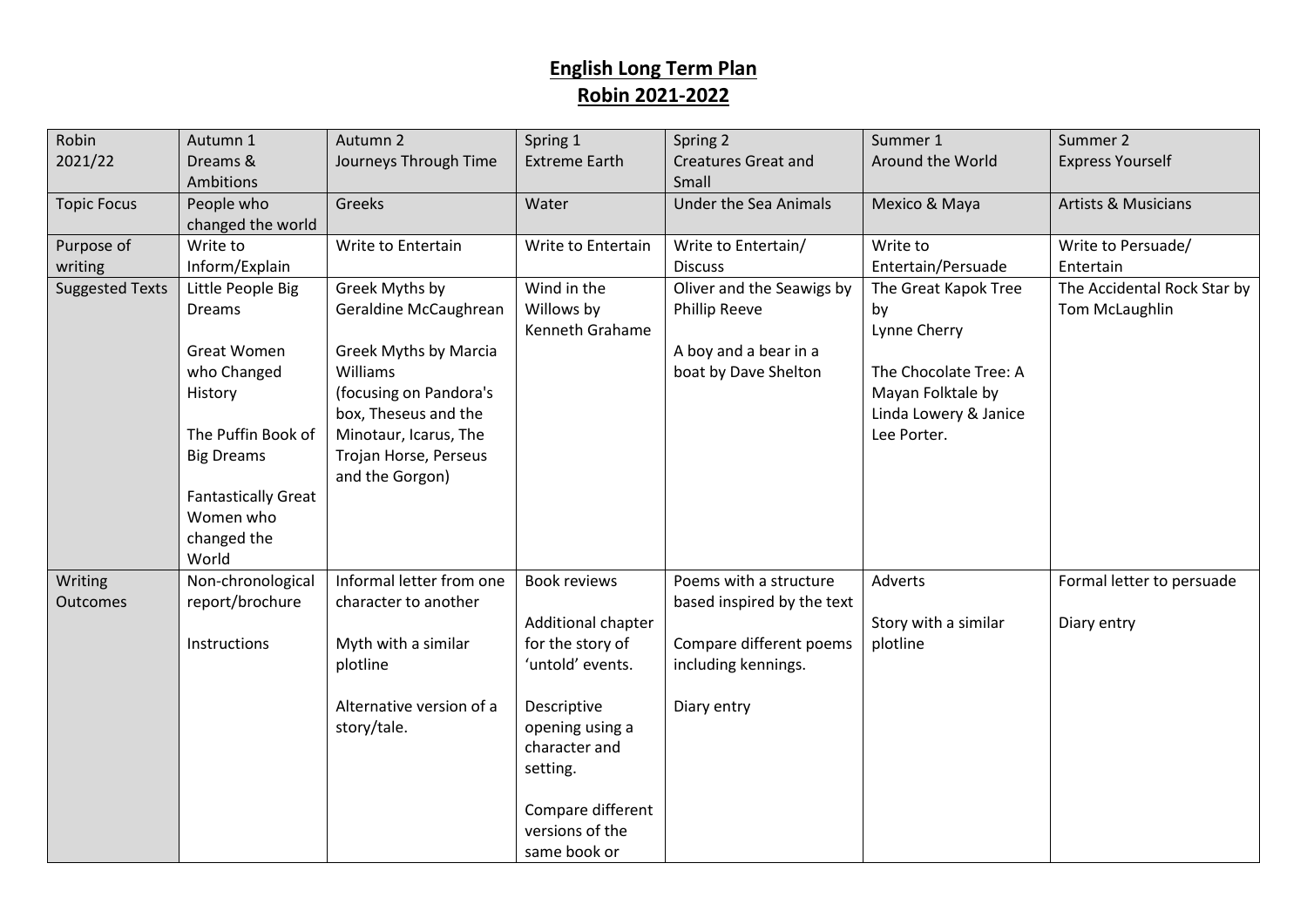# English Long Term Plan
# Robin 2021-2022

| Robin 2021/22 | Autumn 1 Dreams & Ambitions | Autumn 2 Journeys Through Time | Spring 1 Extreme Earth | Spring 2 Creatures Great and Small | Summer 1 Around the World | Summer 2 Express Yourself |
|---|---|---|---|---|---|---|
| Topic Focus | People who changed the world | Greeks | Water | Under the Sea Animals | Mexico & Maya | Artists & Musicians |
| Purpose of writing | Write to Inform/Explain | Write to Entertain | Write to Entertain | Write to Entertain/ Discuss | Write to Entertain/Persuade | Write to Persuade/ Entertain |
| Suggested Texts | Little People Big Dreams<br><br>Great Women who Changed History<br><br>The Puffin Book of Big Dreams<br><br>Fantastically Great Women who changed the World | Greek Myths by Geraldine McCaughrean<br><br>Greek Myths by Marcia Williams (focusing on Pandora's box, Theseus and the Minotaur, Icarus, The Trojan Horse, Perseus and the Gorgon) | Wind in the Willows by Kenneth Grahame | Oliver and the Seawigs by Phillip Reeve<br><br>A boy and a bear in a boat by Dave Shelton | The Great Kapok Tree by Lynne Cherry<br><br>The Chocolate Tree: A Mayan Folktale by Linda Lowery & Janice Lee Porter. | The Accidental Rock Star by Tom McLaughlin |
| Writing Outcomes | Non-chronological report/brochure<br><br>Instructions | Informal letter from one character to another<br><br>Myth with a similar plotline<br><br>Alternative version of a story/tale. | Book reviews<br><br>Additional chapter for the story of 'untold' events.<br><br>Descriptive opening using a character and setting.<br><br>Compare different versions of the same book or | Poems with a structure based inspired by the text<br><br>Compare different poems including kennings.<br><br>Diary entry | Adverts<br><br>Story with a similar plotline | Formal letter to persuade<br><br>Diary entry |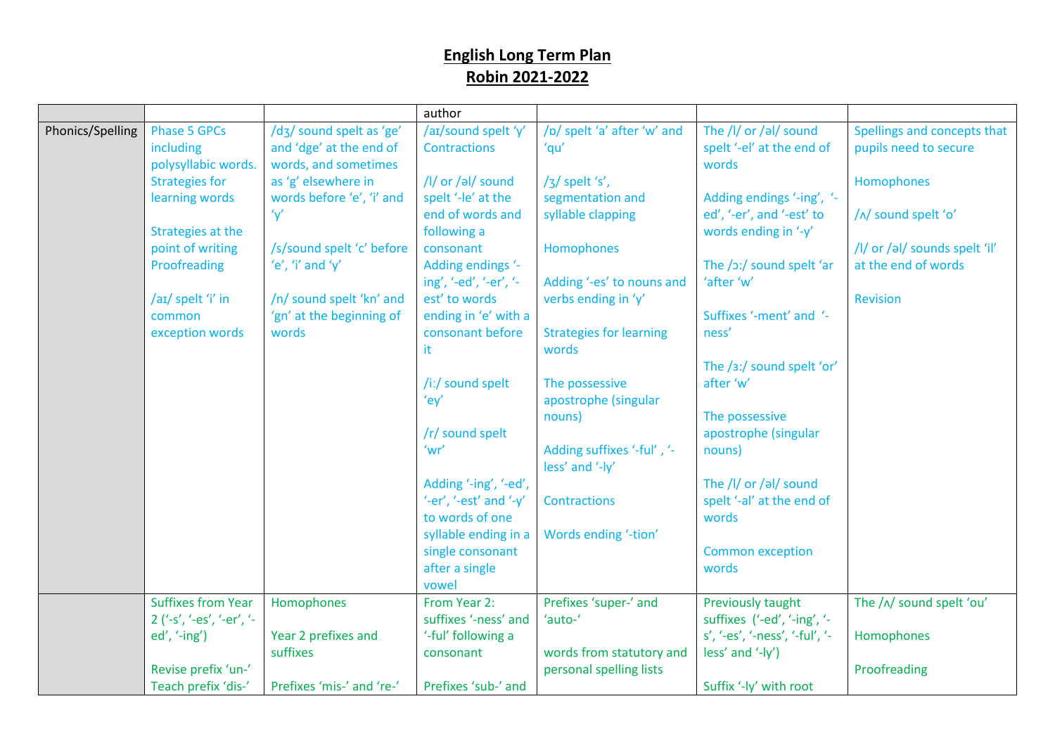# English Long Term Plan
# Robin 2021-2022

| | | | author | | | |
|---|---|---|---|---|---|---|
| Phonics/Spelling | Phase 5 GPCs including polysyllabic words. Strategies for learning words<br><br>Strategies at the point of writing Proofreading<br><br>/aɪ/ spelt 'i' in common exception words | /dʒ/ sound spelt as 'ge' and 'dge' at the end of words, and sometimes as 'g' elsewhere in words before 'e', 'i' and 'y'<br><br>/s/sound spelt 'c' before 'e', 'i' and 'y'<br><br>/n/ sound spelt 'kn' and 'gn' at the beginning of words | /aɪ/sound spelt 'y' Contractions<br><br>/l/ or /əl/ sound spelt '-le' at the end of words and following a consonant<br>Adding endings '-ing', '-ed', '-er', '-est' to words ending in 'e' with a consonant before it<br><br>/i:/ sound spelt 'ey'<br><br>/r/ sound spelt 'wr'<br><br>Adding '-ing', '-ed', '-er', '-est' and '-y' to words of one syllable ending in a single consonant after a single vowel | /ɒ/ spelt 'a' after 'w' and 'qu'<br><br>/ʒ/ spelt 's', segmentation and syllable clapping<br><br>Homophones<br><br>Adding '-es' to nouns and verbs ending in 'y'<br><br>Strategies for learning words<br><br>The possessive apostrophe (singular nouns)<br><br>Adding suffixes '-ful' , '-less' and '-ly'<br><br>Contractions<br><br>Words ending '-tion' | The /l/ or /əl/ sound spelt '-el' at the end of words<br><br>Adding endings '-ing', '-ed', '-er', and '-est' to words ending in '-y'<br><br>The /ɔ:/ sound spelt 'ar 'after 'w'<br><br>Suffixes '-ment' and '-ness'<br><br>The /ɜ:/ sound spelt 'or' after 'w'<br><br>The possessive apostrophe (singular nouns)<br><br>The /l/ or /əl/ sound spelt '-al' at the end of words<br><br>Common exception words | Spellings and concepts that pupils need to secure<br><br>Homophones<br><br>/ʌ/ sound spelt 'o'<br><br>/l/ or /əl/ sounds spelt 'il' at the end of words<br><br>Revision |
| | Suffixes from Year 2 ('-s', '-es', '-er', '-ed', '-ing')<br><br>Revise prefix 'un-'<br>Teach prefix 'dis-' | Homophones<br><br>Year 2 prefixes and suffixes<br><br>Prefixes 'mis-' and 're-' | From Year 2: suffixes '-ness' and '-ful' following a consonant<br><br>Prefixes 'sub-' and | Prefixes 'super-' and 'auto-'<br><br>words from statutory and personal spelling lists | Previously taught suffixes ('-ed', '-ing', '-s', '-es', '-ness', '-ful', '-less' and '-ly')<br><br>Suffix '-ly' with root | The /ʌ/ sound spelt 'ou'<br><br>Homophones<br><br>Proofreading |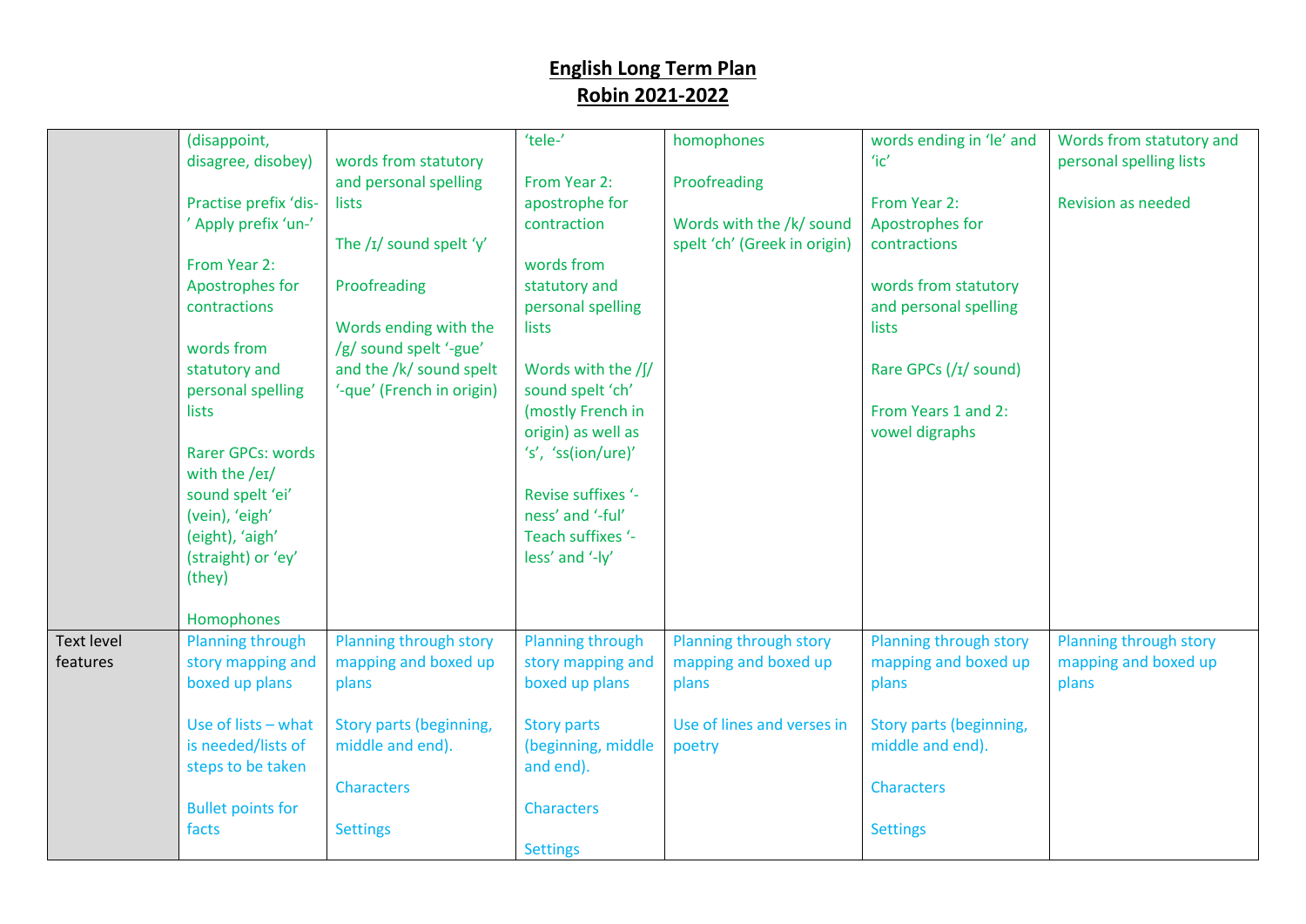# English Long Term Plan
# Robin 2021-2022

| | | | | | | |
|---|---|---|---|---|---|---|
| | (disappoint, disagree, disobey)<br><br>Practise prefix 'dis-' Apply prefix 'un-'<br><br>From Year 2: Apostrophes for contractions<br><br>words from statutory and personal spelling lists<br><br>Rarer GPCs: words with the /eɪ/ sound spelt 'ei' (vein), 'eigh' (eight), 'aigh' (straight) or 'ey' (they)<br><br>Homophones | words from statutory and personal spelling lists<br><br>The /ɪ/ sound spelt 'y'<br><br>Proofreading<br><br>Words ending with the /g/ sound spelt '-gue' and the /k/ sound spelt '-que' (French in origin) | 'tele-'<br><br>From Year 2: apostrophe for contraction<br><br>words from statutory and personal spelling lists<br><br>Words with the /ʃ/ sound spelt 'ch' (mostly French in origin) as well as 's', 'ss(ion/ure)'<br><br>Revise suffixes '-ness' and '-ful' Teach suffixes '-less' and '-ly' | homophones<br><br>Proofreading<br><br>Words with the /k/ sound spelt 'ch' (Greek in origin) | words ending in 'le' and 'ic'<br><br>From Year 2: Apostrophes for contractions<br><br>words from statutory and personal spelling lists<br><br>Rare GPCs (/ɪ/ sound)<br><br>From Years 1 and 2: vowel digraphs | Words from statutory and personal spelling lists<br><br>Revision as needed |
| Text level features | Planning through story mapping and boxed up plans<br><br>Use of lists – what is needed/lists of steps to be taken<br><br>Bullet points for facts | Planning through story mapping and boxed up plans<br><br>Story parts (beginning, middle and end).<br><br>Characters<br><br>Settings | Planning through story mapping and boxed up plans<br><br>Story parts (beginning, middle and end).<br><br>Characters<br><br>Settings | Planning through story mapping and boxed up plans<br><br>Use of lines and verses in poetry | Planning through story mapping and boxed up plans<br><br>Story parts (beginning, middle and end).<br><br>Characters<br><br>Settings | Planning through story mapping and boxed up plans |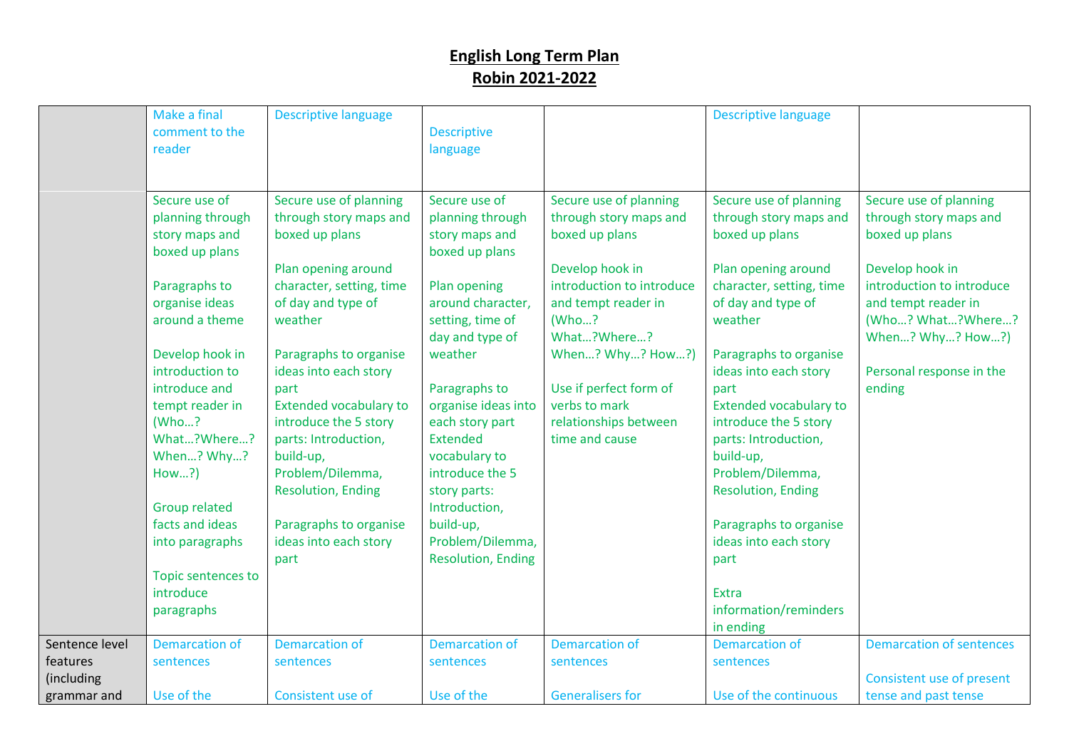# English Long Term Plan
# Robin 2021-2022

| | | | | | | |
|---|---|---|---|---|---|---|
| | Make a final comment to the reader | Descriptive language | Descriptive language | | Descriptive language | |
| | Secure use of planning through story maps and boxed up plans<br><br>Paragraphs to organise ideas around a theme<br><br>Develop hook in introduction to introduce and tempt reader in (Who…? What…?Where…? When…? Why…? How…?)<br><br>Group related facts and ideas into paragraphs<br><br>Topic sentences to introduce paragraphs | Secure use of planning through story maps and boxed up plans<br><br>Plan opening around character, setting, time of day and type of weather<br><br>Paragraphs to organise ideas into each story part<br>Extended vocabulary to introduce the 5 story parts: Introduction, build-up, Problem/Dilemma, Resolution, Ending<br><br>Paragraphs to organise ideas into each story part | Secure use of planning through story maps and boxed up plans<br><br>Plan opening around character, setting, time of day and type of weather<br><br>Paragraphs to organise ideas into each story part<br>Extended vocabulary to introduce the 5 story parts: Introduction, build-up, Problem/Dilemma, Resolution, Ending | Secure use of planning through story maps and boxed up plans<br><br>Develop hook in introduction to introduce and tempt reader in (Who…? What…?Where…? When…? Why…? How…?)<br><br>Use if perfect form of verbs to mark relationships between time and cause | Secure use of planning through story maps and boxed up plans<br><br>Plan opening around character, setting, time of day and type of weather<br><br>Paragraphs to organise ideas into each story part<br>Extended vocabulary to introduce the 5 story parts: Introduction, build-up, Problem/Dilemma, Resolution, Ending<br><br>Paragraphs to organise ideas into each story part<br><br>Extra information/reminders in ending | Secure use of planning through story maps and boxed up plans<br><br>Develop hook in introduction to introduce and tempt reader in (Who…? What…?Where…? When…? Why…? How…?)<br><br>Personal response in the ending |
| Sentence level features (including grammar and | Demarcation of sentences<br><br>Use of the | Demarcation of sentences<br><br>Consistent use of | Demarcation of sentences<br><br>Use of the | Demarcation of sentences<br><br>Generalisers for | Demarcation of sentences<br><br>Use of the continuous | Demarcation of sentences<br><br>Consistent use of present tense and past tense |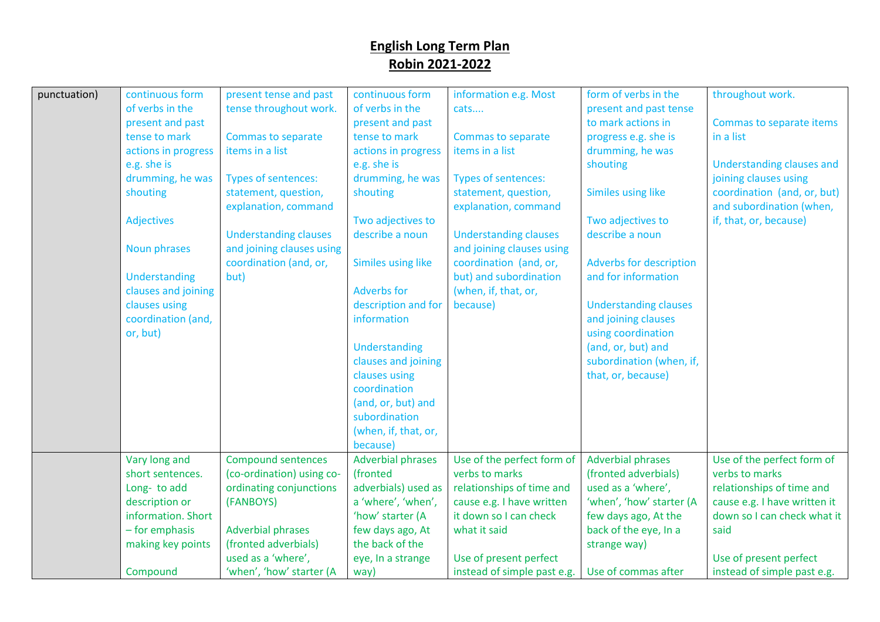# English Long Term Plan
## Robin 2021-2022

| | | | | | | |
|---|---|---|---|---|---|---|
| punctuation) | continuous form of verbs in the present and past tense to mark actions in progress e.g. she is drumming, he was shouting<br><br>Adjectives<br><br>Noun phrases<br><br>Understanding clauses and joining clauses using coordination (and, or, but) | present tense and past tense throughout work.<br><br>Commas to separate items in a list<br><br>Types of sentences: statement, question, explanation, command<br><br>Understanding clauses and joining clauses using coordination (and, or, but) | continuous form of verbs in the present and past tense to mark actions in progress e.g. she is drumming, he was shouting<br><br>Two adjectives to describe a noun<br><br>Similes using like<br><br>Adverbs for description and for information<br><br>Understanding clauses and joining clauses using coordination (and, or, but) and subordination (when, if, that, or, because) | information e.g. Most cats....<br><br>Commas to separate items in a list<br><br>Types of sentences: statement, question, explanation, command<br><br>Understanding clauses and joining clauses using coordination (and, or, but) and subordination (when, if, that, or, because) | form of verbs in the present and past tense to mark actions in progress e.g. she is drumming, he was shouting<br><br>Similes using like<br><br>Two adjectives to describe a noun<br><br>Adverbs for description and for information<br><br>Understanding clauses and joining clauses using coordination (and, or, but) and subordination (when, if, that, or, because) | throughout work.<br><br>Commas to separate items in a list<br><br>Understanding clauses and joining clauses using coordination (and, or, but) and subordination (when, if, that, or, because) |
| | Vary long and short sentences. Long- to add description or information. Short – for emphasis making key points<br><br>Compound | Compound sentences (co-ordination) using co-ordinating conjunctions (FANBOYS)<br><br>Adverbial phrases (fronted adverbials) used as a 'where', 'when', 'how' starter (A | Adverbial phrases (fronted adverbials) used as a 'where', 'when', 'how' starter (A few days ago, At the back of the eye, In a strange way) | Use of the perfect form of verbs to marks relationships of time and cause e.g. I have written it down so I can check what it said<br><br>Use of present perfect instead of simple past e.g. | Adverbial phrases (fronted adverbials) used as a 'where', 'when', 'how' starter (A few days ago, At the back of the eye, In a strange way)<br><br>Use of commas after | Use of the perfect form of verbs to marks relationships of time and cause e.g. I have written it down so I can check what it said<br><br>Use of present perfect instead of simple past e.g. |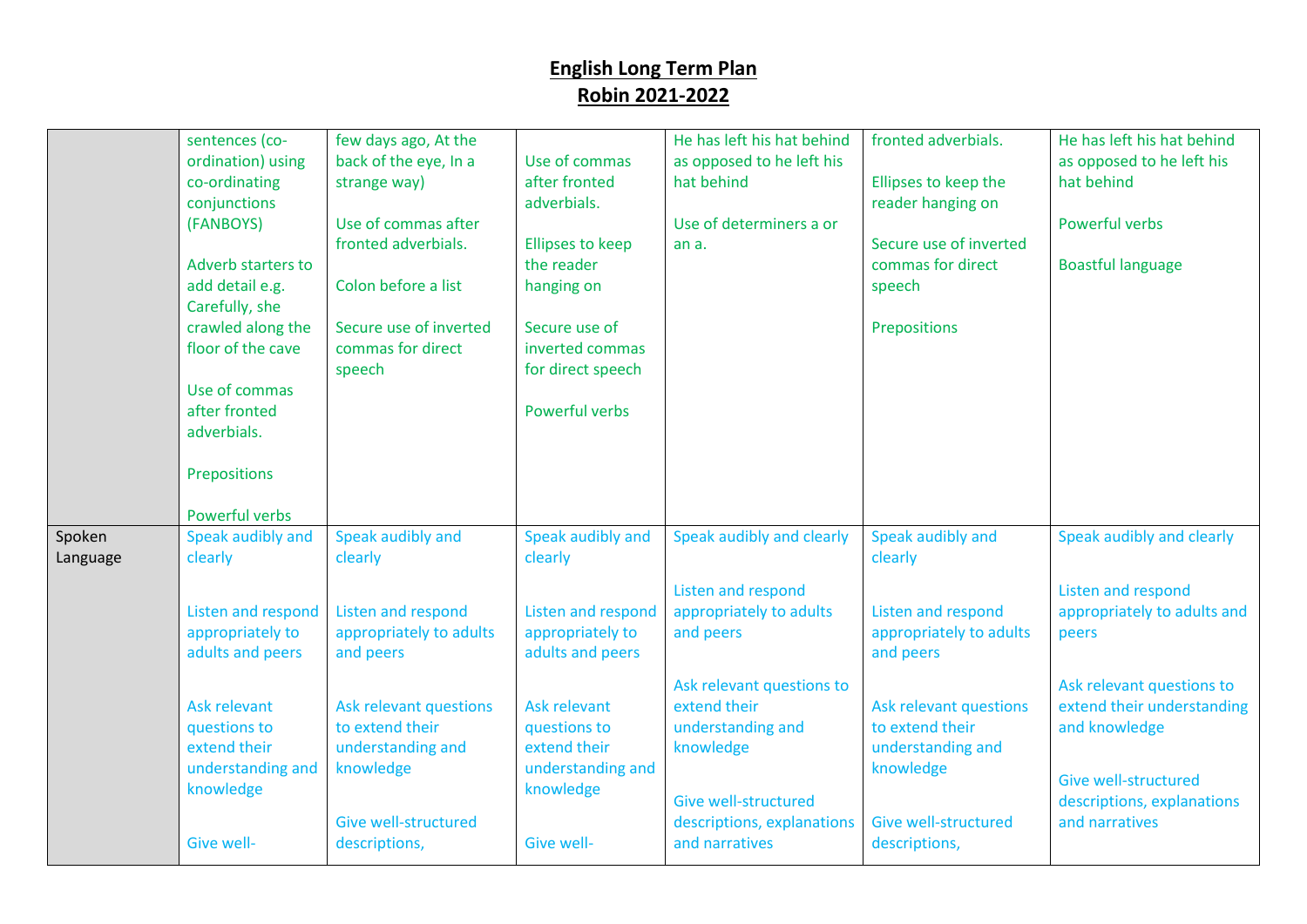# English Long Term Plan
# Robin 2021-2022

| | | | | | | |
|---|---|---|---|---|---|---|
| | sentences (co-ordination) using co-ordinating conjunctions (FANBOYS)<br><br>Adverb starters to add detail e.g. Carefully, she crawled along the floor of the cave<br><br>Use of commas after fronted adverbials.<br><br>Prepositions<br><br>Powerful verbs | few days ago, At the back of the eye, In a strange way)<br><br>Use of commas after fronted adverbials.<br><br>Colon before a list<br><br>Secure use of inverted commas for direct speech | Use of commas after fronted adverbials.<br><br>Ellipses to keep the reader hanging on<br><br>Secure use of inverted commas for direct speech<br><br>Powerful verbs | He has left his hat behind as opposed to he left his hat behind<br><br>Use of determiners a or an a. | fronted adverbials.<br><br>Ellipses to keep the reader hanging on<br><br>Secure use of inverted commas for direct speech<br><br>Prepositions | He has left his hat behind as opposed to he left his hat behind<br><br>Powerful verbs<br><br>Boastful language |
| Spoken Language | Speak audibly and clearly<br><br>Listen and respond appropriately to adults and peers<br><br>Ask relevant questions to extend their understanding and knowledge<br><br>Give well- | Speak audibly and clearly<br><br>Listen and respond appropriately to adults and peers<br><br>Ask relevant questions to extend their understanding and knowledge<br><br>Give well-structured descriptions, | Speak audibly and clearly<br><br>Listen and respond appropriately to adults and peers<br><br>Ask relevant questions to extend their understanding and knowledge<br><br>Give well- | Speak audibly and clearly<br><br>Listen and respond appropriately to adults and peers<br><br>Ask relevant questions to extend their understanding and knowledge<br><br>Give well-structured descriptions, explanations and narratives | Speak audibly and clearly<br><br>Listen and respond appropriately to adults and peers<br><br>Ask relevant questions to extend their understanding and knowledge<br><br>Give well-structured descriptions, | Speak audibly and clearly<br><br>Listen and respond appropriately to adults and peers<br><br>Ask relevant questions to extend their understanding and knowledge<br><br>Give well-structured descriptions, explanations and narratives |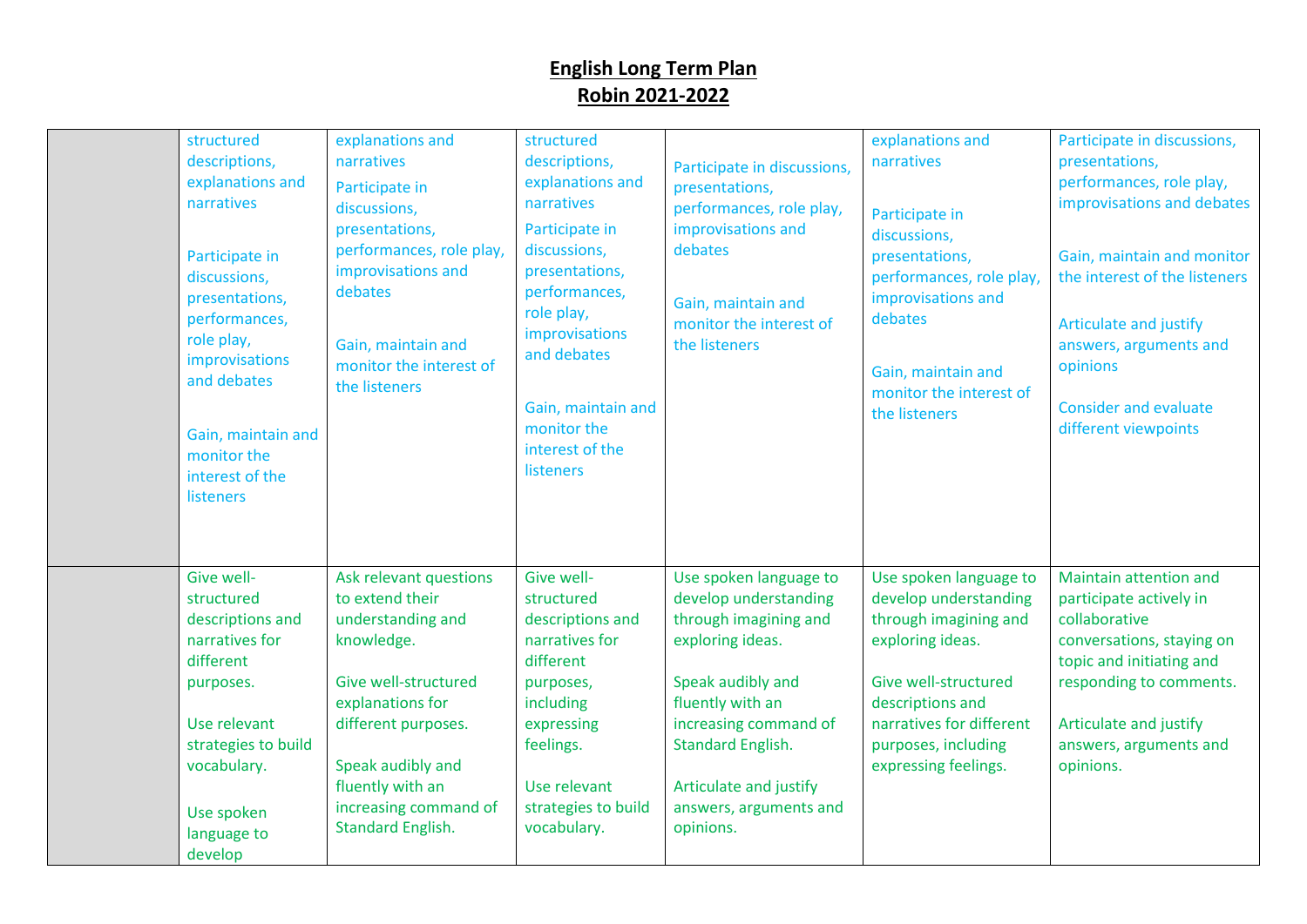# English Long Term Plan
# Robin 2021-2022

| | | | | | | |
|---|---|---|---|---|---|---|
| | structured descriptions, explanations and narratives<br><br>Participate in discussions, presentations, performances, role play, improvisations and debates<br><br>Gain, maintain and monitor the interest of the listeners | explanations and narratives<br><br>Participate in discussions, presentations, performances, role play, improvisations and debates<br><br>Gain, maintain and monitor the interest of the listeners | structured descriptions, explanations and narratives<br><br>Participate in discussions, presentations, performances, role play, improvisations and debates<br><br>Gain, maintain and monitor the interest of the listeners | Participate in discussions, presentations, performances, role play, improvisations and debates<br><br>Gain, maintain and monitor the interest of the listeners | explanations and narratives<br><br>Participate in discussions, presentations, performances, role play, improvisations and debates<br><br>Gain, maintain and monitor the interest of the listeners | Participate in discussions, presentations, performances, role play, improvisations and debates<br><br>Gain, maintain and monitor the interest of the listeners<br><br>Articulate and justify answers, arguments and opinions<br><br>Consider and evaluate different viewpoints |
| | Give well-structured descriptions and narratives for different purposes.<br><br>Use relevant strategies to build vocabulary.<br><br>Use spoken language to develop | Ask relevant questions to extend their understanding and knowledge.<br><br>Give well-structured explanations for different purposes.<br><br>Speak audibly and fluently with an increasing command of Standard English. | Give well-structured descriptions and narratives for different purposes, including expressing feelings.<br><br>Use relevant strategies to build vocabulary. | Use spoken language to develop understanding through imagining and exploring ideas.<br><br>Speak audibly and fluently with an increasing command of Standard English.<br><br>Articulate and justify answers, arguments and opinions. | Use spoken language to develop understanding through imagining and exploring ideas.<br><br>Give well-structured descriptions and narratives for different purposes, including expressing feelings. | Maintain attention and participate actively in collaborative conversations, staying on topic and initiating and responding to comments.<br><br>Articulate and justify answers, arguments and opinions. |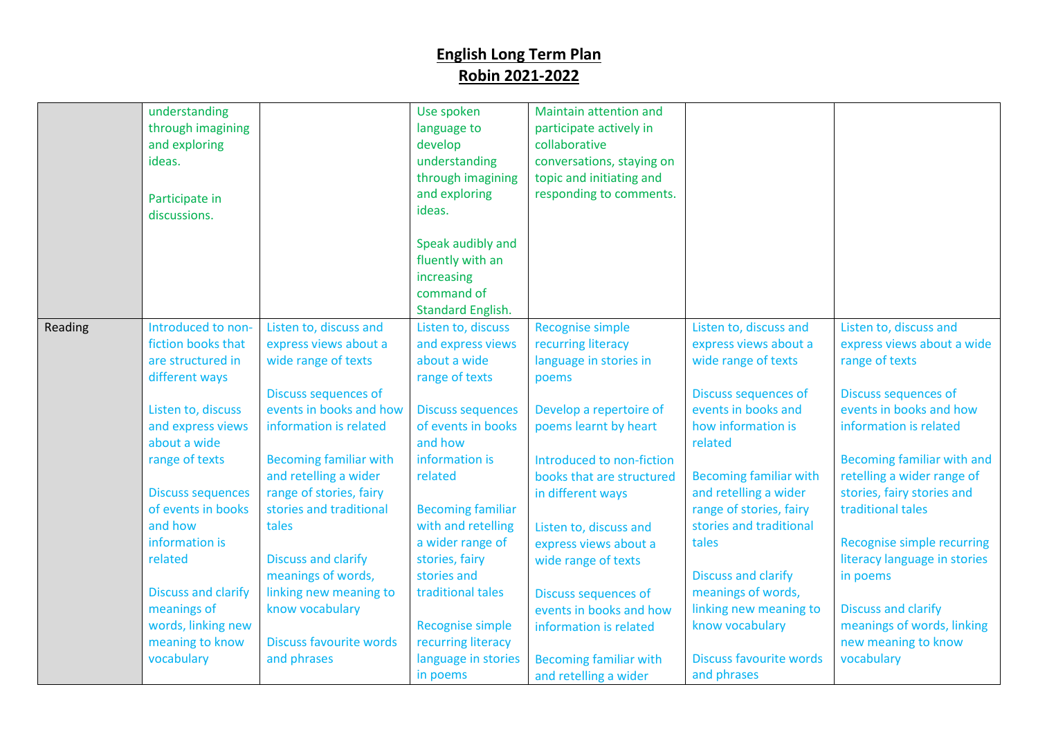# English Long Term Plan
# Robin 2021-2022

| | | | | | | |
|---|---|---|---|---|---|---|
| | understanding through imagining and exploring ideas.<br><br>Participate in discussions. | | Use spoken language to develop understanding through imagining and exploring ideas.<br><br>Speak audibly and fluently with an increasing command of Standard English. | Maintain attention and participate actively in collaborative conversations, staying on topic and initiating and responding to comments. | | |
| Reading | Introduced to non-fiction books that are structured in different ways<br><br>Listen to, discuss and express views about a wide range of texts<br><br>Discuss sequences of events in books and how information is related<br><br>Discuss and clarify meanings of words, linking new meaning to know vocabulary | Listen to, discuss and express views about a wide range of texts<br><br>Discuss sequences of events in books and how information is related<br><br>Becoming familiar with and retelling a wider range of stories, fairy stories and traditional tales<br><br>Discuss and clarify meanings of words, linking new meaning to know vocabulary<br><br>Discuss favourite words and phrases | Listen to, discuss and express views about a wide range of texts<br><br>Discuss sequences of events in books and how information is related<br><br>Becoming familiar with and retelling a wider range of stories, fairy stories and traditional tales<br><br>Recognise simple recurring literacy language in stories in poems | Recognise simple recurring literacy language in stories in poems<br><br>Develop a repertoire of poems learnt by heart<br><br>Introduced to non-fiction books that are structured in different ways<br><br>Listen to, discuss and express views about a wide range of texts<br><br>Discuss sequences of events in books and how information is related<br><br>Becoming familiar with and retelling a wider | Listen to, discuss and express views about a wide range of texts<br><br>Discuss sequences of events in books and how information is related<br><br>Becoming familiar with and retelling a wider range of stories, fairy stories and traditional tales<br><br>Discuss and clarify meanings of words, linking new meaning to know vocabulary<br><br>Discuss favourite words and phrases | Listen to, discuss and express views about a wide range of texts<br><br>Discuss sequences of events in books and how information is related<br><br>Becoming familiar with and retelling a wider range of stories, fairy stories and traditional tales<br><br>Recognise simple recurring literacy language in stories in poems<br><br>Discuss and clarify meanings of words, linking new meaning to know vocabulary |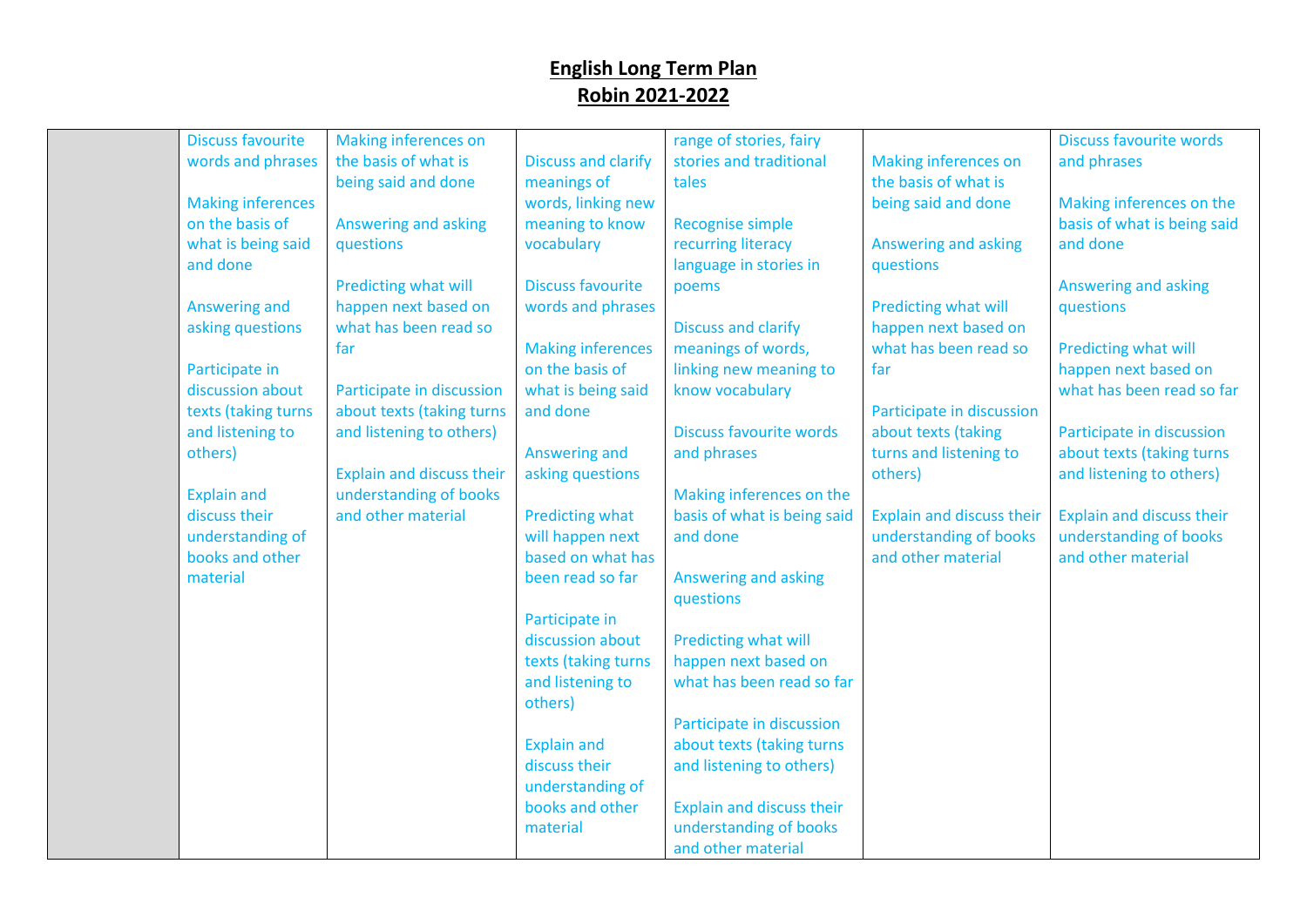# English Long Term Plan
# Robin 2021-2022

| | | | | | | |
|---|---|---|---|---|---|---|
| | Discuss favourite words and phrases<br><br>Making inferences on the basis of what is being said and done<br><br>Answering and asking questions<br><br>Participate in discussion about texts (taking turns and listening to others)<br><br>Explain and discuss their understanding of books and other material | Making inferences on the basis of what is being said and done<br><br>Answering and asking questions<br><br>Predicting what will happen next based on what has been read so far<br><br>Participate in discussion about texts (taking turns and listening to others)<br><br>Explain and discuss their understanding of books and other material | Discuss and clarify meanings of words, linking new meaning to know vocabulary<br><br>Discuss favourite words and phrases<br><br>Making inferences on the basis of what is being said and done<br><br>Answering and asking questions<br><br>Predicting what will happen next based on what has been read so far<br><br>Participate in discussion about texts (taking turns and listening to others)<br><br>Explain and discuss their understanding of books and other material | range of stories, fairy stories and traditional tales<br><br>Recognise simple recurring literacy language in stories in poems<br><br>Discuss and clarify meanings of words, linking new meaning to know vocabulary<br><br>Discuss favourite words and phrases<br><br>Making inferences on the basis of what is being said and done<br><br>Answering and asking questions<br><br>Predicting what will happen next based on what has been read so far<br><br>Participate in discussion about texts (taking turns and listening to others)<br><br>Explain and discuss their understanding of books and other material | Making inferences on the basis of what is being said and done<br><br>Answering and asking questions<br><br>Predicting what will happen next based on what has been read so far<br><br>Participate in discussion about texts (taking turns and listening to others)<br><br>Explain and discuss their understanding of books and other material | Discuss favourite words and phrases<br><br>Making inferences on the basis of what is being said and done<br><br>Answering and asking questions<br><br>Predicting what will happen next based on what has been read so far<br><br>Participate in discussion about texts (taking turns and listening to others)<br><br>Explain and discuss their understanding of books and other material |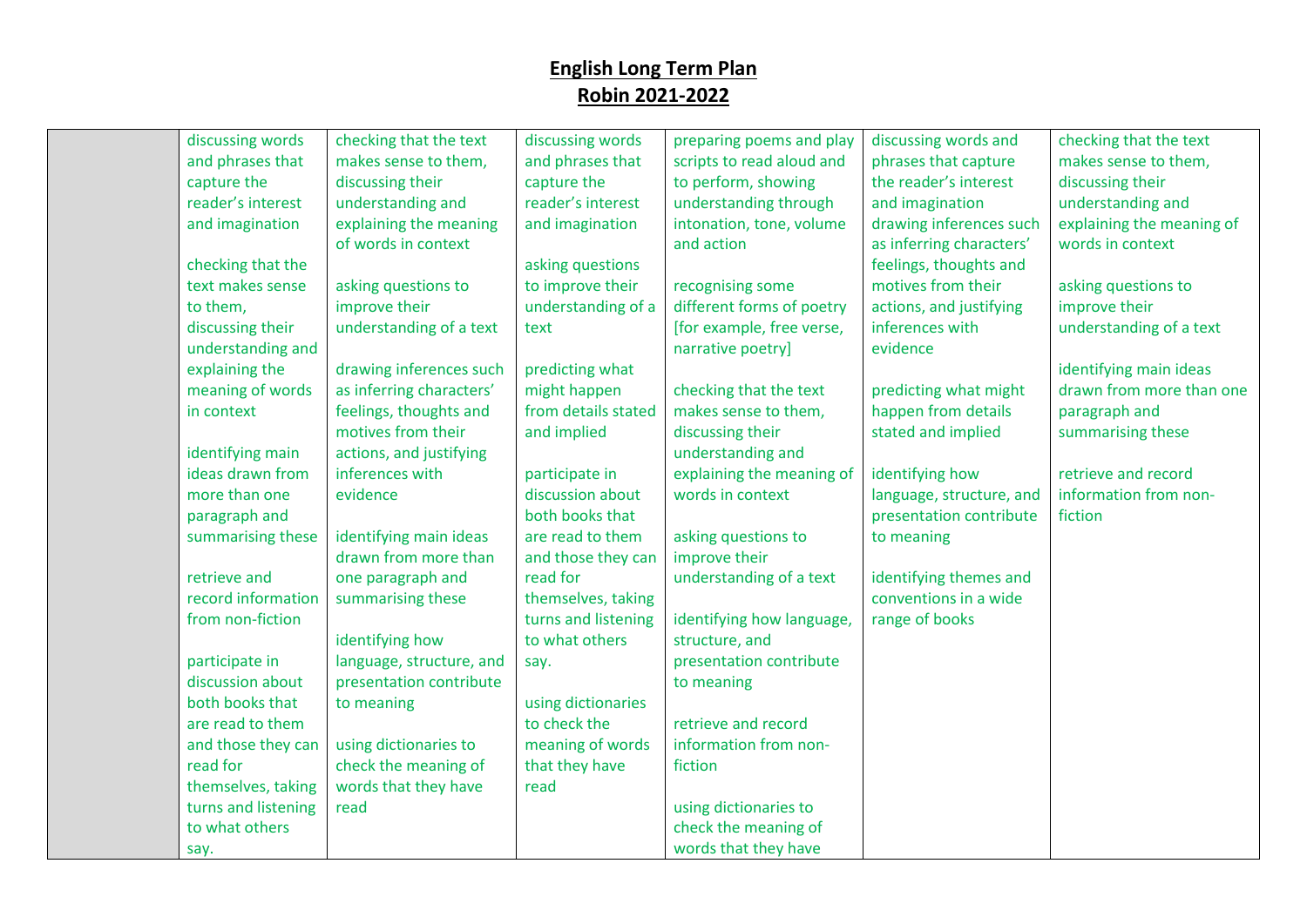# English Long Term Plan
## Robin 2021-2022

| | | | | | | |
|---|---|---|---|---|---|---|
| | discussing words and phrases that capture the reader's interest and imagination<br><br>checking that the text makes sense to them, discussing their understanding and explaining the meaning of words in context<br><br>identifying main ideas drawn from more than one paragraph and summarising these<br><br>retrieve and record information from non-fiction<br><br>participate in discussion about both books that are read to them and those they can read for themselves, taking turns and listening to what others say. | checking that the text makes sense to them, discussing their understanding and explaining the meaning of words in context<br><br>asking questions to improve their understanding of a text<br><br>drawing inferences such as inferring characters' feelings, thoughts and motives from their actions, and justifying inferences with evidence<br><br>identifying main ideas drawn from more than one paragraph and summarising these<br><br>identifying how language, structure, and presentation contribute to meaning<br><br>using dictionaries to check the meaning of words that they have read | discussing words and phrases that capture the reader's interest and imagination<br><br>asking questions to improve their understanding of a text<br><br>predicting what might happen from details stated and implied<br><br>participate in discussion about both books that are read to them and those they can read for themselves, taking turns and listening to what others say.<br><br>using dictionaries to check the meaning of words that they have read | preparing poems and play scripts to read aloud and to perform, showing understanding through intonation, tone, volume and action<br><br>recognising some different forms of poetry [for example, free verse, narrative poetry]<br><br>checking that the text makes sense to them, discussing their understanding and explaining the meaning of words in context<br><br>asking questions to improve their understanding of a text<br><br>identifying how language, structure, and presentation contribute to meaning<br><br>retrieve and record information from non-fiction<br><br>using dictionaries to check the meaning of words that they have | discussing words and phrases that capture the reader's interest and imagination<br><br>drawing inferences such as inferring characters' feelings, thoughts and motives from their actions, and justifying inferences with evidence<br><br>predicting what might happen from details stated and implied<br><br>identifying how language, structure, and presentation contribute to meaning<br><br>identifying themes and conventions in a wide range of books | checking that the text makes sense to them, discussing their understanding and explaining the meaning of words in context<br><br>asking questions to improve their understanding of a text<br><br>identifying main ideas drawn from more than one paragraph and summarising these<br><br>retrieve and record information from non-fiction |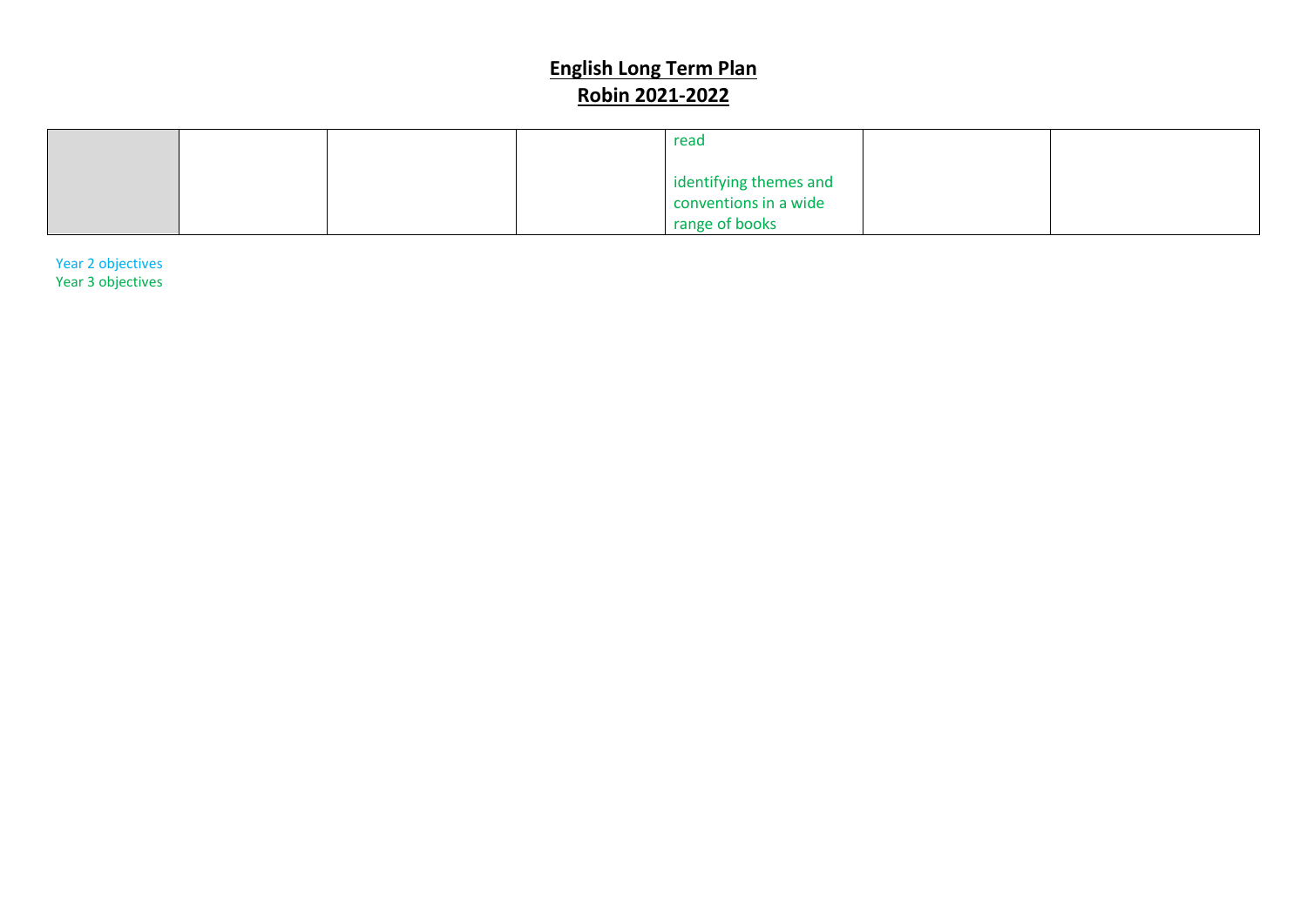# English Long Term Plan
# Robin 2021-2022

| | | | | | | |
|---|---|---|---|---|---|---|
| | | | | read<br><br>identifying themes and conventions in a wide range of books | | |

Year 2 objectives
Year 3 objectives